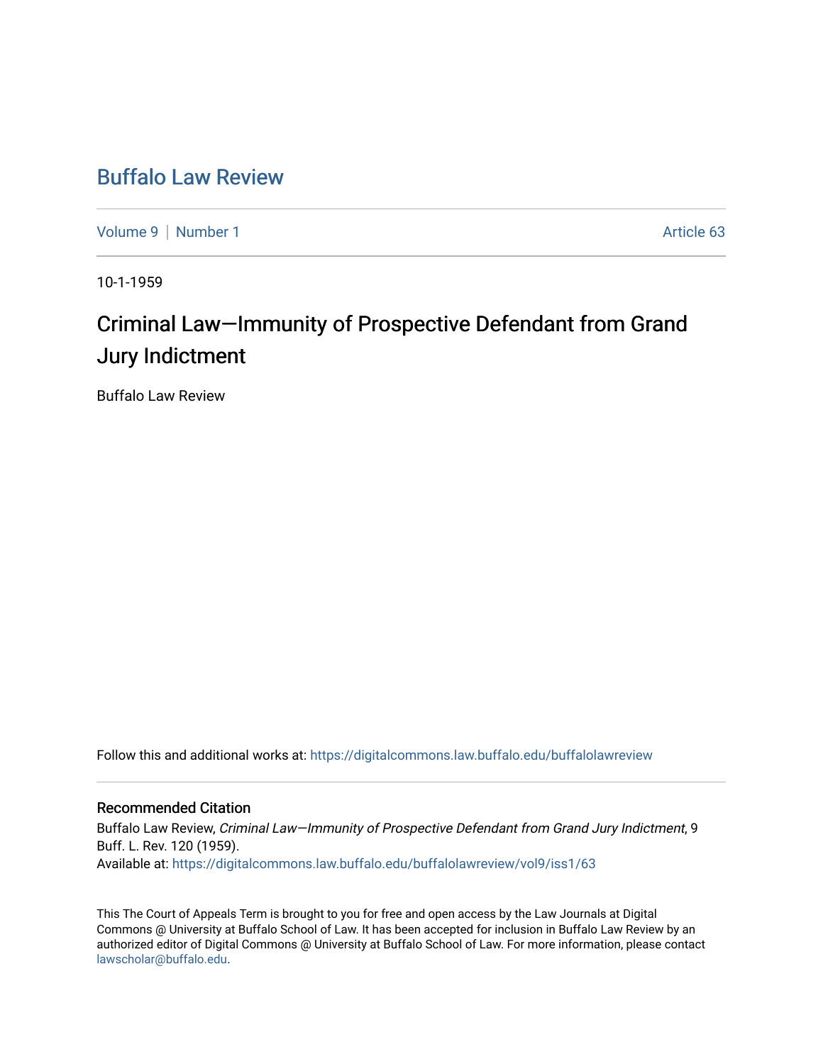# Buffalo Law Review

Volume 9 | Number 1 | Article 63

10-1-1959

# Criminal Law—Immunity of Prospective Defendant from Grand Jury Indictment

Buffalo Law Review

Follow this and additional works at: https://digitalcommons.law.buffalo.edu/buffalolawreview

## Recommended Citation

Buffalo Law Review, *Criminal Law—Immunity of Prospective Defendant from Grand Jury Indictment*, 9 Buff. L. Rev. 120 (1959).
Available at: https://digitalcommons.law.buffalo.edu/buffalolawreview/vol9/iss1/63

This The Court of Appeals Term is brought to you for free and open access by the Law Journals at Digital Commons @ University at Buffalo School of Law. It has been accepted for inclusion in Buffalo Law Review by an authorized editor of Digital Commons @ University at Buffalo School of Law. For more information, please contact lawscholar@buffalo.edu.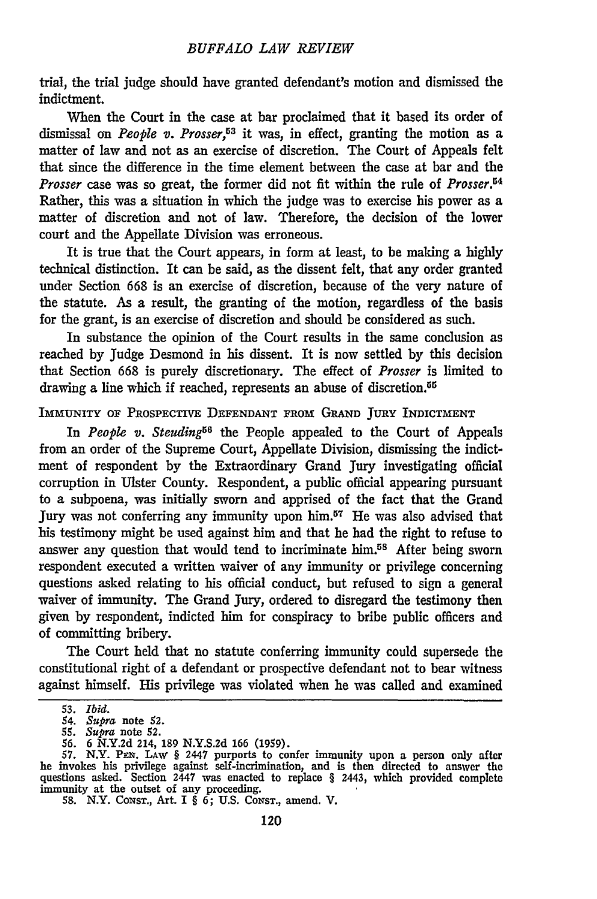trial, the trial judge should have granted defendant's motion and dismissed the indictment.

When the Court in the case at bar proclaimed that it based its order of dismissal on *People v. Prosser*,[53] it was, in effect, granting the motion as a matter of law and not as an exercise of discretion. The Court of Appeals felt that since the difference in the time element between the case at bar and the *Prosser* case was so great, the former did not fit within the rule of *Prosser*.[54] Rather, this was a situation in which the judge was to exercise his power as a matter of discretion and not of law. Therefore, the decision of the lower court and the Appellate Division was erroneous.

It is true that the Court appears, in form at least, to be making a highly technical distinction. It can be said, as the dissent felt, that any order granted under Section 668 is an exercise of discretion, because of the very nature of the statute. As a result, the granting of the motion, regardless of the basis for the grant, is an exercise of discretion and should be considered as such.

In substance the opinion of the Court results in the same conclusion as reached by Judge Desmond in his dissent. It is now settled by this decision that Section 668 is purely discretionary. The effect of *Prosser* is limited to drawing a line which if reached, represents an abuse of discretion.[55]

IMMUNITY OF PROSPECTIVE DEFENDANT FROM GRAND JURY INDICTMENT

In *People v. Steuding*[56] the People appealed to the Court of Appeals from an order of the Supreme Court, Appellate Division, dismissing the indictment of respondent by the Extraordinary Grand Jury investigating official corruption in Ulster County. Respondent, a public official appearing pursuant to a subpoena, was initially sworn and apprised of the fact that the Grand Jury was not conferring any immunity upon him.[57] He was also advised that his testimony might be used against him and that he had the right to refuse to answer any question that would tend to incriminate him.[58] After being sworn respondent executed a written waiver of any immunity or privilege concerning questions asked relating to his official conduct, but refused to sign a general waiver of immunity. The Grand Jury, ordered to disregard the testimony then given by respondent, indicted him for conspiracy to bribe public officers and of committing bribery.

The Court held that no statute conferring immunity could supersede the constitutional right of a defendant or prospective defendant not to bear witness against himself. His privilege was violated when he was called and examined

53. *Ibid.*
54. *Supra* note 52.
55. *Supra* note 52.
56. 6 N.Y.2d 214, 189 N.Y.S.2d 166 (1959).
57. N.Y. PEN. LAW § 2447 purports to confer immunity upon a person only after he invokes his privilege against self-incrimination, and is then directed to answer the questions asked. Section 2447 was enacted to replace § 2443, which provided complete immunity at the outset of any proceeding.
58. N.Y. CONST., Art. I § 6; U.S. CONST., amend. V.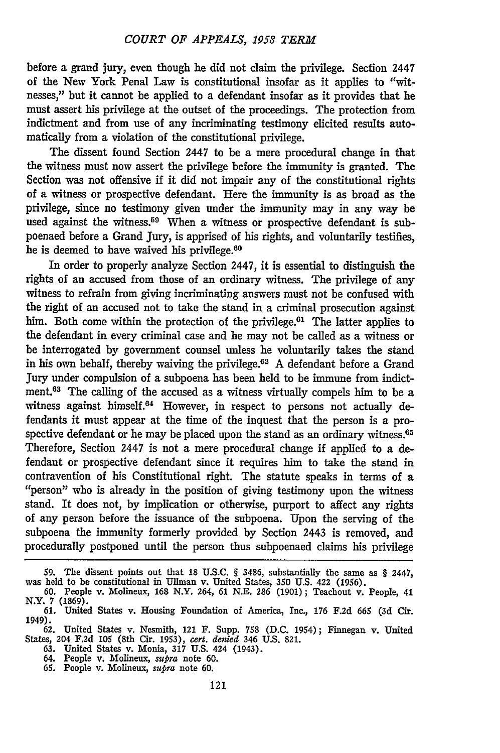before a grand jury, even though he did not claim the privilege. Section 2447 of the New York Penal Law is constitutional insofar as it applies to "witnesses," but it cannot be applied to a defendant insofar as it provides that he must assert his privilege at the outset of the proceedings. The protection from indictment and from use of any incriminating testimony elicited results automatically from a violation of the constitutional privilege.

The dissent found Section 2447 to be a mere procedural change in that the witness must now assert the privilege before the immunity is granted. The Section was not offensive if it did not impair any of the constitutional rights of a witness or prospective defendant. Here the immunity is as broad as the privilege, since no testimony given under the immunity may in any way be used against the witness.[59] When a witness or prospective defendant is subpoenaed before a Grand Jury, is apprised of his rights, and voluntarily testifies, he is deemed to have waived his privilege.[60]

In order to properly analyze Section 2447, it is essential to distinguish the rights of an accused from those of an ordinary witness. The privilege of any witness to refrain from giving incriminating answers must not be confused with the right of an accused not to take the stand in a criminal prosecution against him. Both come within the protection of the privilege.[61] The latter applies to the defendant in every criminal case and he may not be called as a witness or be interrogated by government counsel unless he voluntarily takes the stand in his own behalf, thereby waiving the privilege.[62] A defendant before a Grand Jury under compulsion of a subpoena has been held to be immune from indictment.[63] The calling of the accused as a witness virtually compels him to be a witness against himself.[64] However, in respect to persons not actually defendants it must appear at the time of the inquest that the person is a prospective defendant or he may be placed upon the stand as an ordinary witness.[65] Therefore, Section 2447 is not a mere procedural change if applied to a defendant or prospective defendant since it requires him to take the stand in contravention of his Constitutional right. The statute speaks in terms of a "person" who is already in the position of giving testimony upon the witness stand. It does not, by implication or otherwise, purport to affect any rights of any person before the issuance of the subpoena. Upon the serving of the subpoena the immunity formerly provided by Section 2443 is removed, and procedurally postponed until the person thus subpoenaed claims his privilege

---

59. The dissent points out that 18 U.S.C. § 3486, substantially the same as § 2447, was held to be constitutional in Ullman v. United States, 350 U.S. 422 (1956).

60. People v. Molineux, 168 N.Y. 264, 61 N.E. 286 (1901); Teachout v. People, 41 N.Y. 7 (1869).

61. United States v. Housing Foundation of America, Inc., 176 F.2d 665 (3d Cir. 1949).

62. United States v. Nesmith, 121 F. Supp. 758 (D.C. 1954); Finnegan v. United States, 204 F.2d 105 (8th Cir. 1953), *cert. denied* 346 U.S. 821.

63. United States v. Monia, 317 U.S. 424 (1943).

64. People v. Molineux, *supra* note 60.

65. People v. Molineux, *supra* note 60.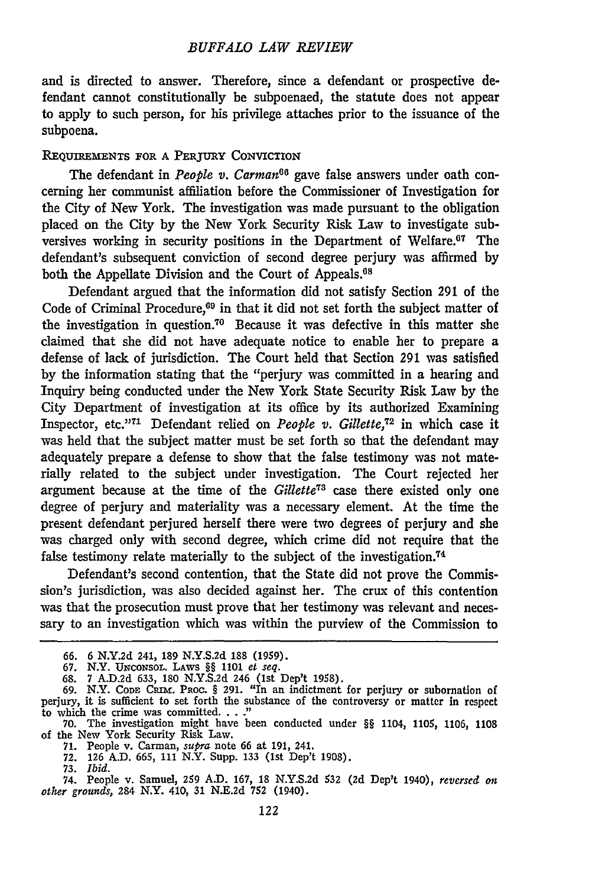and is directed to answer. Therefore, since a defendant or prospective defendant cannot constitutionally be subpoenaed, the statute does not appear to apply to such person, for his privilege attaches prior to the issuance of the subpoena.

### REQUIREMENTS FOR A PERJURY CONVICTION

The defendant in *People v. Carman*[66] gave false answers under oath concerning her communist affiliation before the Commissioner of Investigation for the City of New York. The investigation was made pursuant to the obligation placed on the City by the New York Security Risk Law to investigate subversives working in security positions in the Department of Welfare.[67] The defendant's subsequent conviction of second degree perjury was affirmed by both the Appellate Division and the Court of Appeals.[68]

Defendant argued that the information did not satisfy Section 291 of the Code of Criminal Procedure,[69] in that it did not set forth the subject matter of the investigation in question.[70] Because it was defective in this matter she claimed that she did not have adequate notice to enable her to prepare a defense of lack of jurisdiction. The Court held that Section 291 was satisfied by the information stating that the "perjury was committed in a hearing and Inquiry being conducted under the New York State Security Risk Law by the City Department of investigation at its office by its authorized Examining Inspector, etc."[71] Defendant relied on *People v. Gillette*,[72] in which case it was held that the subject matter must be set forth so that the defendant may adequately prepare a defense to show that the false testimony was not materially related to the subject under investigation. The Court rejected her argument because at the time of the *Gillette*[73] case there existed only one degree of perjury and materiality was a necessary element. At the time the present defendant perjured herself there were two degrees of perjury and she was charged only with second degree, which crime did not require that the false testimony relate materially to the subject of the investigation.[74]

Defendant's second contention, that the State did not prove the Commission's jurisdiction, was also decided against her. The crux of this contention was that the prosecution must prove that her testimony was relevant and necessary to an investigation which was within the purview of the Commission to

---

66. 6 N.Y.2d 241, 189 N.Y.S.2d 188 (1959).

67. N.Y. UNCONSOL. LAWS §§ 1101 *et seq.*

68. 7 A.D.2d 633, 180 N.Y.S.2d 246 (1st Dep't 1958).

69. N.Y. CODE CRIM. PROC. § 291. "In an indictment for perjury or subornation of perjury, it is sufficient to set forth the substance of the controversy or matter in respect to which the crime was committed. . . ."

70. The investigation might have been conducted under §§ 1104, 1105, 1106, 1108 of the New York Security Risk Law.

71. People v. Carman, *supra* note 66 at 191, 241.

72. 126 A.D. 665, 111 N.Y. Supp. 133 (1st Dep't 1908).

73. *Ibid.*

74. People v. Samuel, 259 A.D. 167, 18 N.Y.S.2d 532 (2d Dep't 1940), *reversed on other grounds*, 284 N.Y. 410, 31 N.E.2d 752 (1940).